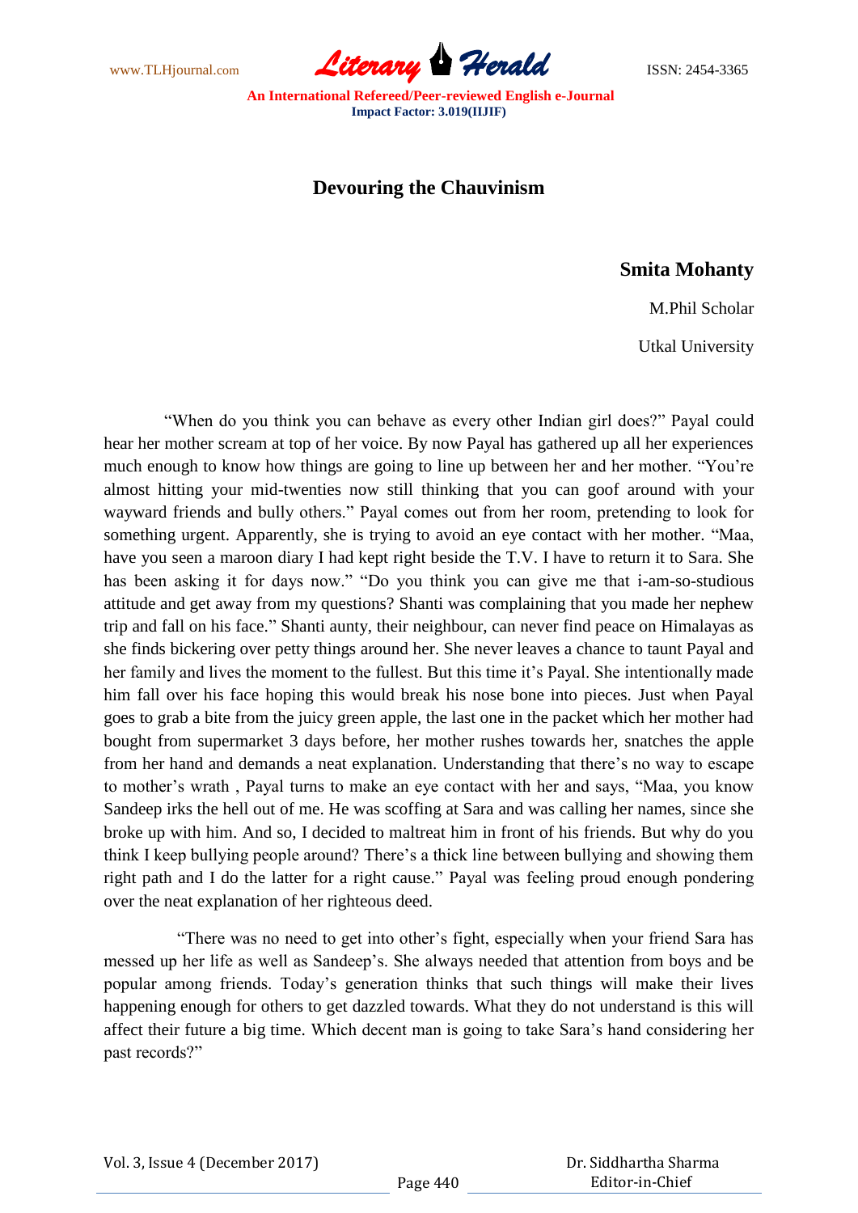# Devouring the Chauvinism

**Smita Mohanty**

M.Phil Scholar

Utkal University

"When do you think you can behave as every other Indian girl does?" Payal could hear her mother scream at top of her voice. By now Payal has gathered up all her experiences much enough to know how things are going to line up between her and her mother. "You're almost hitting your mid-twenties now still thinking that you can goof around with your wayward friends and bully others." Payal comes out from her room, pretending to look for something urgent. Apparently, she is trying to avoid an eye contact with her mother. "Maa, have you seen a maroon diary I had kept right beside the T.V. I have to return it to Sara. She has been asking it for days now." "Do you think you can give me that i-am-so-studious attitude and get away from my questions? Shanti was complaining that you made her nephew trip and fall on his face." Shanti aunty, their neighbour, can never find peace on Himalayas as she finds bickering over petty things around her. She never leaves a chance to taunt Payal and her family and lives the moment to the fullest. But this time it's Payal. She intentionally made him fall over his face hoping this would break his nose bone into pieces. Just when Payal goes to grab a bite from the juicy green apple, the last one in the packet which her mother had bought from supermarket 3 days before, her mother rushes towards her, snatches the apple from her hand and demands a neat explanation. Understanding that there's no way to escape to mother's wrath , Payal turns to make an eye contact with her and says, "Maa, you know Sandeep irks the hell out of me. He was scoffing at Sara and was calling her names, since she broke up with him. And so, I decided to maltreat him in front of his friends. But why do you think I keep bullying people around? There's a thick line between bullying and showing them right path and I do the latter for a right cause." Payal was feeling proud enough pondering over the neat explanation of her righteous deed.

"There was no need to get into other's fight, especially when your friend Sara has messed up her life as well as Sandeep's. She always needed that attention from boys and be popular among friends. Today's generation thinks that such things will make their lives happening enough for others to get dazzled towards. What they do not understand is this will affect their future a big time. Which decent man is going to take Sara's hand considering her past records?"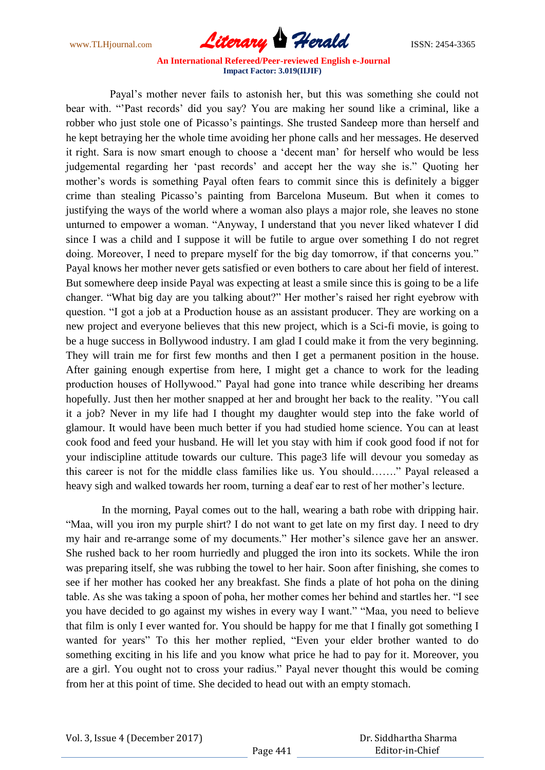Payal's mother never fails to astonish her, but this was something she could not bear with. "'Past records' did you say? You are making her sound like a criminal, like a robber who just stole one of Picasso's paintings. She trusted Sandeep more than herself and he kept betraying her the whole time avoiding her phone calls and her messages. He deserved it right. Sara is now smart enough to choose a 'decent man' for herself who would be less judgemental regarding her 'past records' and accept her the way she is." Quoting her mother's words is something Payal often fears to commit since this is definitely a bigger crime than stealing Picasso's painting from Barcelona Museum. But when it comes to justifying the ways of the world where a woman also plays a major role, she leaves no stone unturned to empower a woman. "Anyway, I understand that you never liked whatever I did since I was a child and I suppose it will be futile to argue over something I do not regret doing. Moreover, I need to prepare myself for the big day tomorrow, if that concerns you." Payal knows her mother never gets satisfied or even bothers to care about her field of interest. But somewhere deep inside Payal was expecting at least a smile since this is going to be a life changer. "What big day are you talking about?" Her mother's raised her right eyebrow with question. "I got a job at a Production house as an assistant producer. They are working on a new project and everyone believes that this new project, which is a Sci-fi movie, is going to be a huge success in Bollywood industry. I am glad I could make it from the very beginning. They will train me for first few months and then I get a permanent position in the house. After gaining enough expertise from here, I might get a chance to work for the leading production houses of Hollywood." Payal had gone into trance while describing her dreams hopefully. Just then her mother snapped at her and brought her back to the reality. "You call it a job? Never in my life had I thought my daughter would step into the fake world of glamour. It would have been much better if you had studied home science. You can at least cook food and feed your husband. He will let you stay with him if cook good food if not for your indiscipline attitude towards our culture. This page3 life will devour you someday as this career is not for the middle class families like us. You should……." Payal released a heavy sigh and walked towards her room, turning a deaf ear to rest of her mother's lecture.

In the morning, Payal comes out to the hall, wearing a bath robe with dripping hair. "Maa, will you iron my purple shirt? I do not want to get late on my first day. I need to dry my hair and re-arrange some of my documents." Her mother's silence gave her an answer. She rushed back to her room hurriedly and plugged the iron into its sockets. While the iron was preparing itself, she was rubbing the towel to her hair. Soon after finishing, she comes to see if her mother has cooked her any breakfast. She finds a plate of hot poha on the dining table. As she was taking a spoon of poha, her mother comes her behind and startles her. "I see you have decided to go against my wishes in every way I want." "Maa, you need to believe that film is only I ever wanted for. You should be happy for me that I finally got something I wanted for years" To this her mother replied, "Even your elder brother wanted to do something exciting in his life and you know what price he had to pay for it. Moreover, you are a girl. You ought not to cross your radius." Payal never thought this would be coming from her at this point of time. She decided to head out with an empty stomach.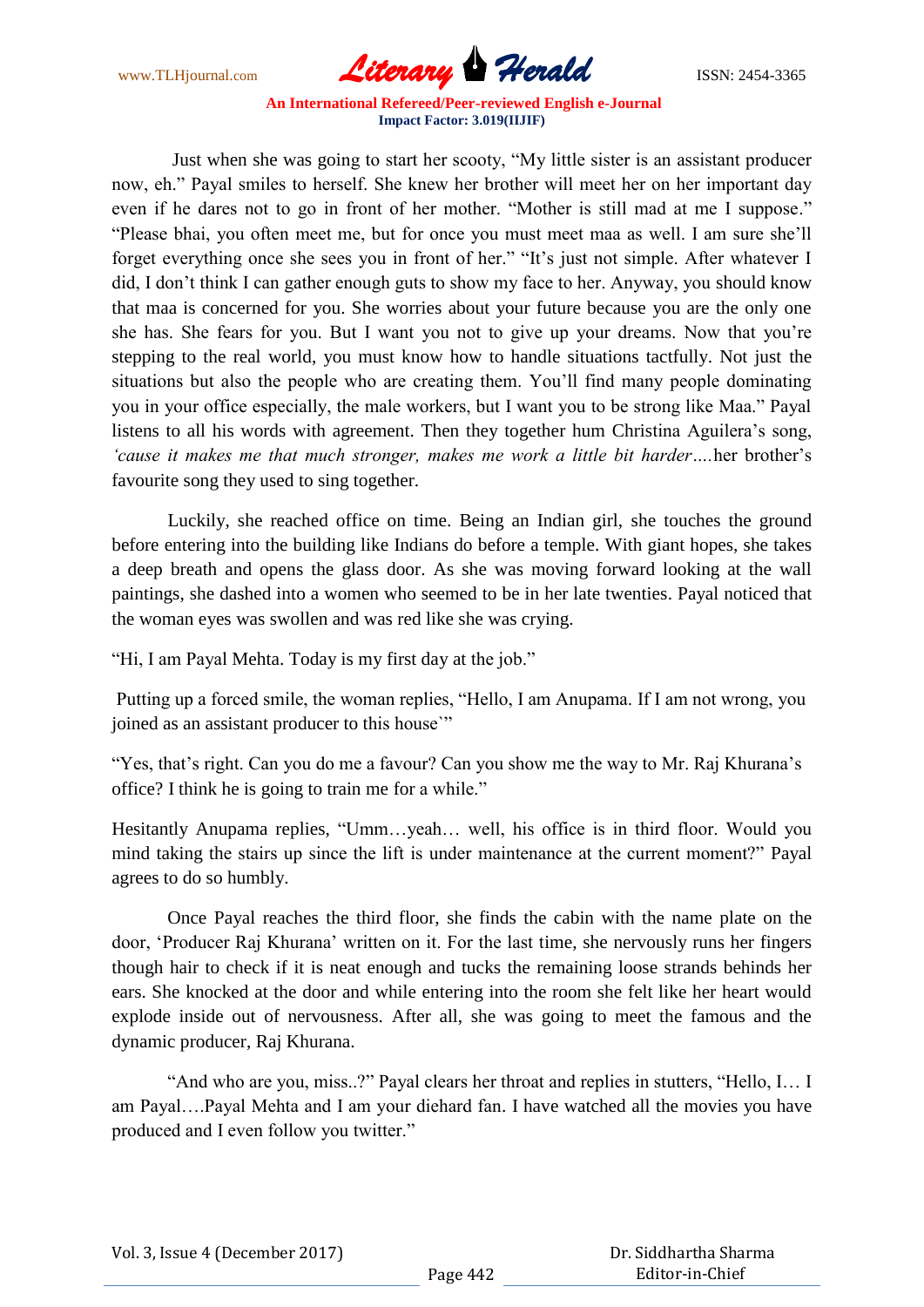Just when she was going to start her scooty, "My little sister is an assistant producer now, eh." Payal smiles to herself. She knew her brother will meet her on her important day even if he dares not to go in front of her mother. "Mother is still mad at me I suppose." "Please bhai, you often meet me, but for once you must meet maa as well. I am sure she'll forget everything once she sees you in front of her." "It's just not simple. After whatever I did, I don't think I can gather enough guts to show my face to her. Anyway, you should know that maa is concerned for you. She worries about your future because you are the only one she has. She fears for you. But I want you not to give up your dreams. Now that you're stepping to the real world, you must know how to handle situations tactfully. Not just the situations but also the people who are creating them. You'll find many people dominating you in your office especially, the male workers, but I want you to be strong like Maa." Payal listens to all his words with agreement. Then they together hum Christina Aguilera's song, *'cause it makes me that much stronger, makes me work a little bit harder….*her brother's favourite song they used to sing together.

Luckily, she reached office on time. Being an Indian girl, she touches the ground before entering into the building like Indians do before a temple. With giant hopes, she takes a deep breath and opens the glass door. As she was moving forward looking at the wall paintings, she dashed into a women who seemed to be in her late twenties. Payal noticed that the woman eyes was swollen and was red like she was crying.

"Hi, I am Payal Mehta. Today is my first day at the job."

Putting up a forced smile, the woman replies, "Hello, I am Anupama. If I am not wrong, you joined as an assistant producer to this house`"

"Yes, that's right. Can you do me a favour? Can you show me the way to Mr. Raj Khurana's office? I think he is going to train me for a while."

Hesitantly Anupama replies, "Umm…yeah… well, his office is in third floor. Would you mind taking the stairs up since the lift is under maintenance at the current moment?" Payal agrees to do so humbly.

Once Payal reaches the third floor, she finds the cabin with the name plate on the door, 'Producer Raj Khurana' written on it. For the last time, she nervously runs her fingers though hair to check if it is neat enough and tucks the remaining loose strands behinds her ears. She knocked at the door and while entering into the room she felt like her heart would explode inside out of nervousness. After all, she was going to meet the famous and the dynamic producer, Raj Khurana.

"And who are you, miss..?" Payal clears her throat and replies in stutters, "Hello, I… I am Payal….Payal Mehta and I am your diehard fan. I have watched all the movies you have produced and I even follow you twitter."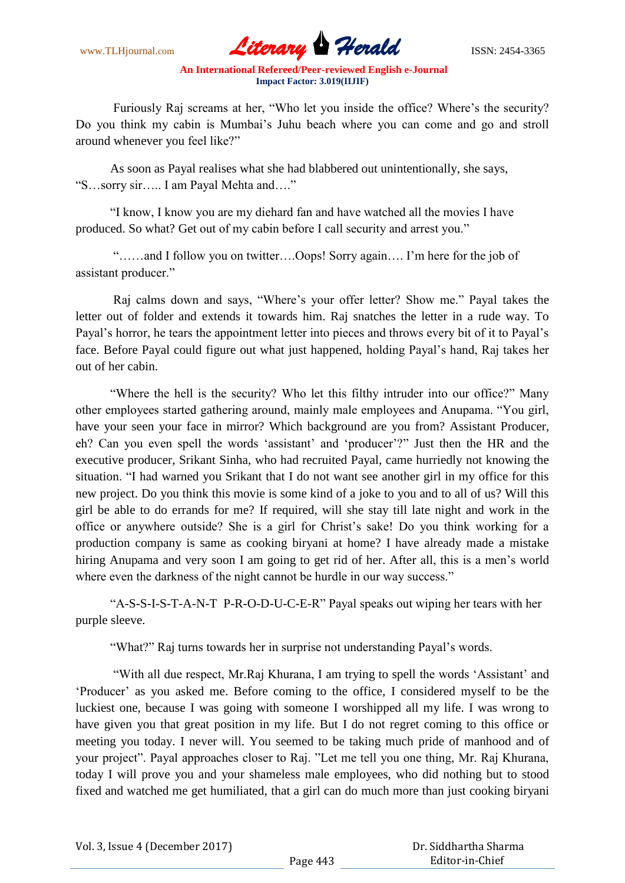Furiously Raj screams at her, “Who let you inside the office? Where’s the security? Do you think my cabin is Mumbai’s Juhu beach where you can come and go and stroll around whenever you feel like?”

As soon as Payal realises what she had blabbered out unintentionally, she says, “S…sorry sir….. I am Payal Mehta and….”

“I know, I know you are my diehard fan and have watched all the movies I have produced. So what? Get out of my cabin before I call security and arrest you.”

“……and I follow you on twitter….Oops! Sorry again…. I’m here for the job of assistant producer.”

Raj calms down and says, “Where’s your offer letter? Show me.” Payal takes the letter out of folder and extends it towards him. Raj snatches the letter in a rude way. To Payal’s horror, he tears the appointment letter into pieces and throws every bit of it to Payal’s face. Before Payal could figure out what just happened, holding Payal’s hand, Raj takes her out of her cabin.

“Where the hell is the security? Who let this filthy intruder into our office?” Many other employees started gathering around, mainly male employees and Anupama. “You girl, have your seen your face in mirror? Which background are you from? Assistant Producer, eh? Can you even spell the words ‘assistant’ and ‘producer’?” Just then the HR and the executive producer, Srikant Sinha, who had recruited Payal, came hurriedly not knowing the situation. “I had warned you Srikant that I do not want see another girl in my office for this new project. Do you think this movie is some kind of a joke to you and to all of us? Will this girl be able to do errands for me? If required, will she stay till late night and work in the office or anywhere outside? She is a girl for Christ’s sake! Do you think working for a production company is same as cooking biryani at home? I have already made a mistake hiring Anupama and very soon I am going to get rid of her. After all, this is a men’s world where even the darkness of the night cannot be hurdle in our way success.”

“A-S-S-I-S-T-A-N-T P-R-O-D-U-C-E-R” Payal speaks out wiping her tears with her purple sleeve.

“What?” Raj turns towards her in surprise not understanding Payal’s words.

“With all due respect, Mr.Raj Khurana, I am trying to spell the words ‘Assistant’ and ‘Producer’ as you asked me. Before coming to the office, I considered myself to be the luckiest one, because I was going with someone I worshipped all my life. I was wrong to have given you that great position in my life. But I do not regret coming to this office or meeting you today. I never will. You seemed to be taking much pride of manhood and of your project”. Payal approaches closer to Raj. ”Let me tell you one thing, Mr. Raj Khurana, today I will prove you and your shameless male employees, who did nothing but to stood fixed and watched me get humiliated, that a girl can do much more than just cooking biryani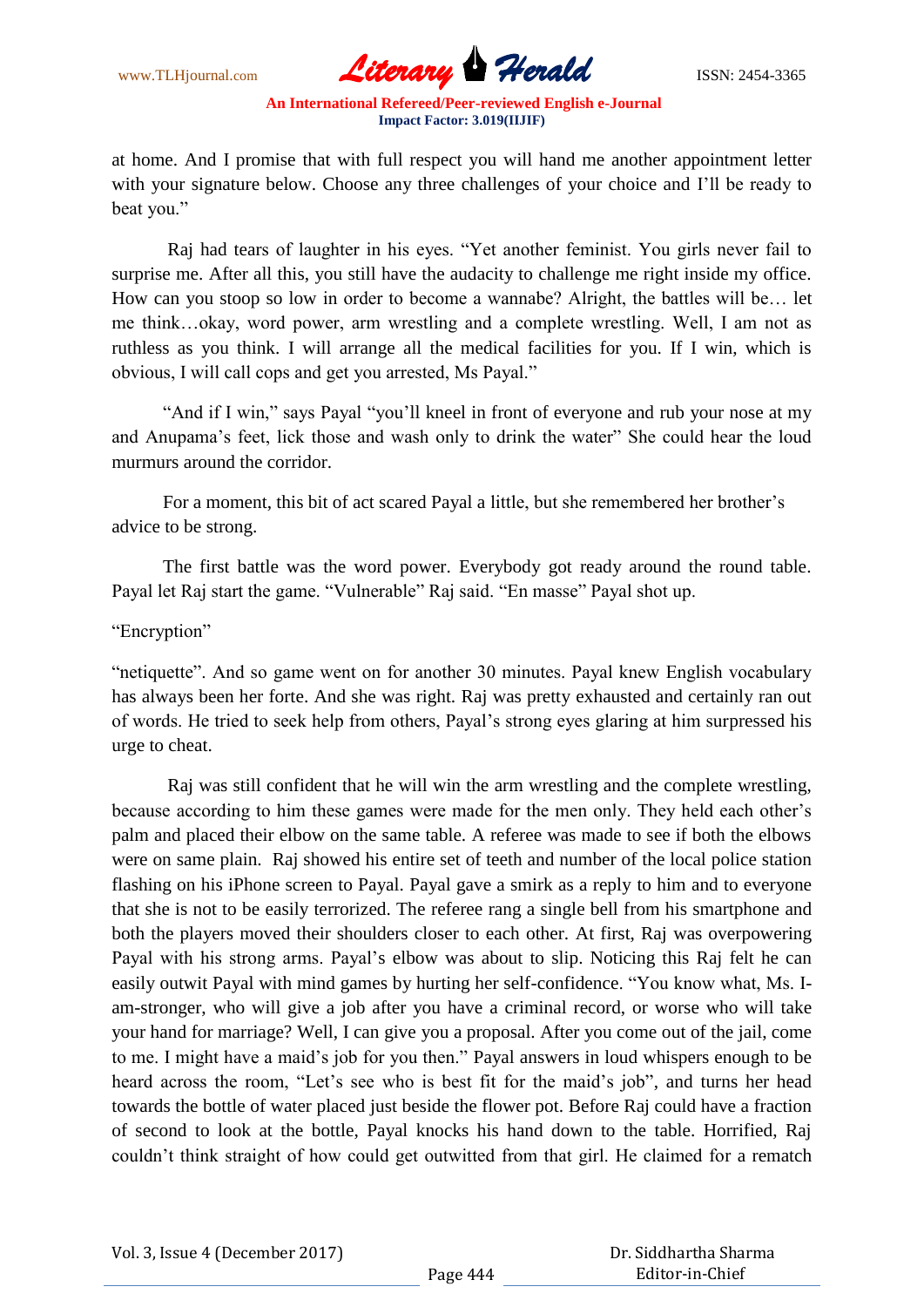at home. And I promise that with full respect you will hand me another appointment letter with your signature below. Choose any three challenges of your choice and I'll be ready to beat you."

Raj had tears of laughter in his eyes. "Yet another feminist. You girls never fail to surprise me. After all this, you still have the audacity to challenge me right inside my office. How can you stoop so low in order to become a wannabe? Alright, the battles will be… let me think…okay, word power, arm wrestling and a complete wrestling. Well, I am not as ruthless as you think. I will arrange all the medical facilities for you. If I win, which is obvious, I will call cops and get you arrested, Ms Payal."

"And if I win," says Payal "you'll kneel in front of everyone and rub your nose at my and Anupama's feet, lick those and wash only to drink the water" She could hear the loud murmurs around the corridor.

For a moment, this bit of act scared Payal a little, but she remembered her brother's advice to be strong.

The first battle was the word power. Everybody got ready around the round table. Payal let Raj start the game. "Vulnerable" Raj said. "En masse" Payal shot up.

"Encryption"

"netiquette". And so game went on for another 30 minutes. Payal knew English vocabulary has always been her forte. And she was right. Raj was pretty exhausted and certainly ran out of words. He tried to seek help from others, Payal's strong eyes glaring at him surpressed his urge to cheat.

Raj was still confident that he will win the arm wrestling and the complete wrestling, because according to him these games were made for the men only. They held each other's palm and placed their elbow on the same table. A referee was made to see if both the elbows were on same plain. Raj showed his entire set of teeth and number of the local police station flashing on his iPhone screen to Payal. Payal gave a smirk as a reply to him and to everyone that she is not to be easily terrorized. The referee rang a single bell from his smartphone and both the players moved their shoulders closer to each other. At first, Raj was overpowering Payal with his strong arms. Payal's elbow was about to slip. Noticing this Raj felt he can easily outwit Payal with mind games by hurting her self-confidence. "You know what, Ms. I-am-stronger, who will give a job after you have a criminal record, or worse who will take your hand for marriage? Well, I can give you a proposal. After you come out of the jail, come to me. I might have a maid's job for you then." Payal answers in loud whispers enough to be heard across the room, "Let's see who is best fit for the maid's job", and turns her head towards the bottle of water placed just beside the flower pot. Before Raj could have a fraction of second to look at the bottle, Payal knocks his hand down to the table. Horrified, Raj couldn't think straight of how could get outwitted from that girl. He claimed for a rematch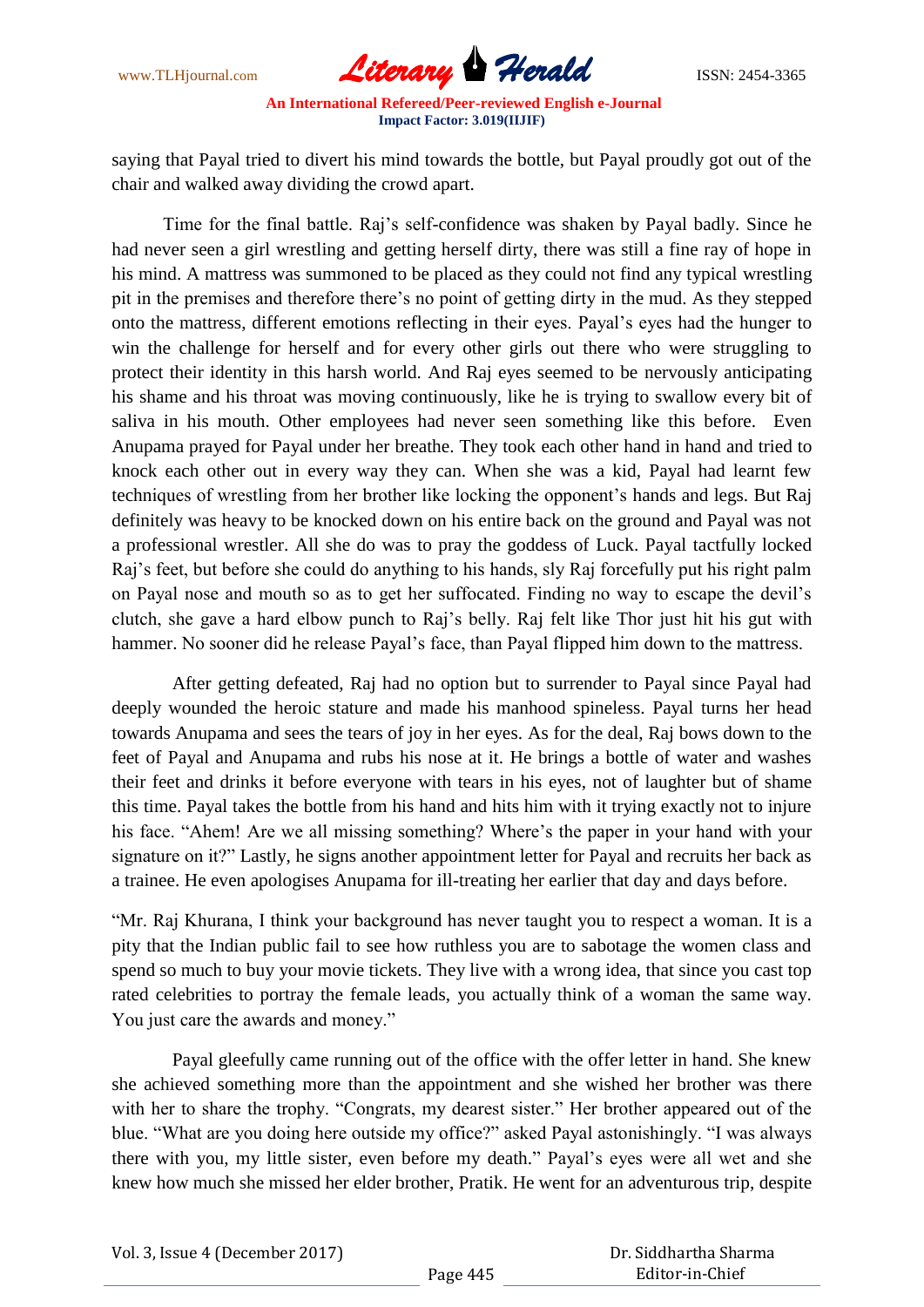saying that Payal tried to divert his mind towards the bottle, but Payal proudly got out of the chair and walked away dividing the crowd apart.

Time for the final battle. Raj's self-confidence was shaken by Payal badly. Since he had never seen a girl wrestling and getting herself dirty, there was still a fine ray of hope in his mind. A mattress was summoned to be placed as they could not find any typical wrestling pit in the premises and therefore there's no point of getting dirty in the mud. As they stepped onto the mattress, different emotions reflecting in their eyes. Payal's eyes had the hunger to win the challenge for herself and for every other girls out there who were struggling to protect their identity in this harsh world. And Raj eyes seemed to be nervously anticipating his shame and his throat was moving continuously, like he is trying to swallow every bit of saliva in his mouth. Other employees had never seen something like this before. Even Anupama prayed for Payal under her breathe. They took each other hand in hand and tried to knock each other out in every way they can. When she was a kid, Payal had learnt few techniques of wrestling from her brother like locking the opponent's hands and legs. But Raj definitely was heavy to be knocked down on his entire back on the ground and Payal was not a professional wrestler. All she do was to pray the goddess of Luck. Payal tactfully locked Raj's feet, but before she could do anything to his hands, sly Raj forcefully put his right palm on Payal nose and mouth so as to get her suffocated. Finding no way to escape the devil's clutch, she gave a hard elbow punch to Raj's belly. Raj felt like Thor just hit his gut with hammer. No sooner did he release Payal's face, than Payal flipped him down to the mattress.

After getting defeated, Raj had no option but to surrender to Payal since Payal had deeply wounded the heroic stature and made his manhood spineless. Payal turns her head towards Anupama and sees the tears of joy in her eyes. As for the deal, Raj bows down to the feet of Payal and Anupama and rubs his nose at it. He brings a bottle of water and washes their feet and drinks it before everyone with tears in his eyes, not of laughter but of shame this time. Payal takes the bottle from his hand and hits him with it trying exactly not to injure his face. "Ahem! Are we all missing something? Where's the paper in your hand with your signature on it?" Lastly, he signs another appointment letter for Payal and recruits her back as a trainee. He even apologises Anupama for ill-treating her earlier that day and days before.

"Mr. Raj Khurana, I think your background has never taught you to respect a woman. It is a pity that the Indian public fail to see how ruthless you are to sabotage the women class and spend so much to buy your movie tickets. They live with a wrong idea, that since you cast top rated celebrities to portray the female leads, you actually think of a woman the same way. You just care the awards and money."

Payal gleefully came running out of the office with the offer letter in hand. She knew she achieved something more than the appointment and she wished her brother was there with her to share the trophy. "Congrats, my dearest sister." Her brother appeared out of the blue. "What are you doing here outside my office?" asked Payal astonishingly. "I was always there with you, my little sister, even before my death." Payal's eyes were all wet and she knew how much she missed her elder brother, Pratik. He went for an adventurous trip, despite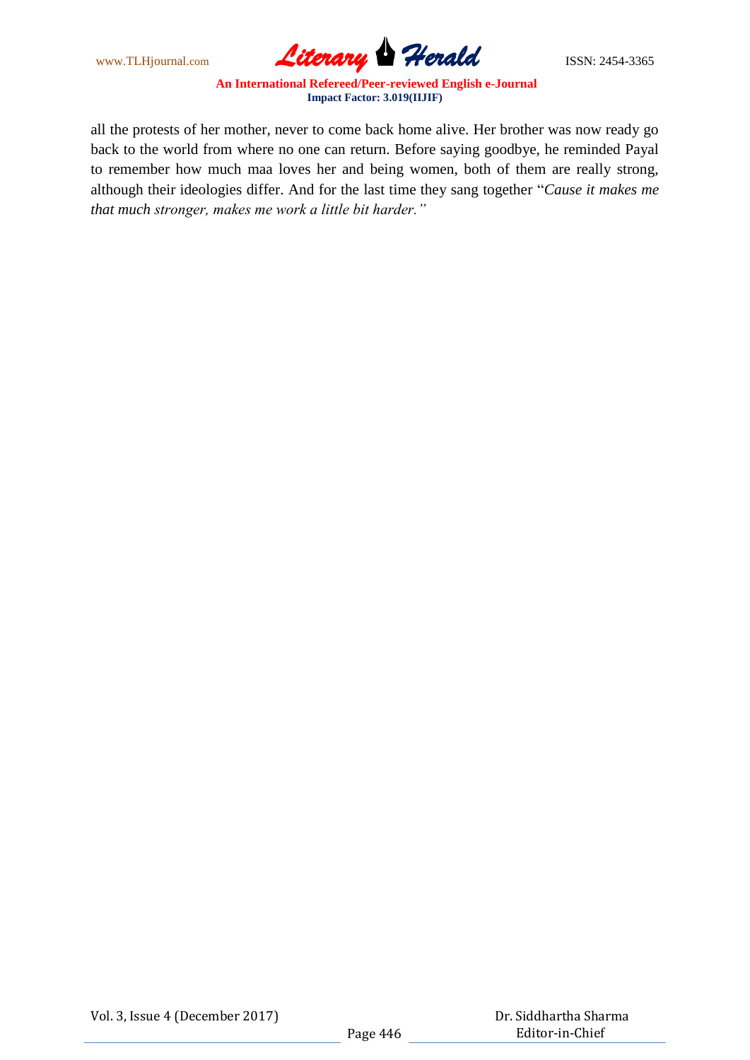all the protests of her mother, never to come back home alive. Her brother was now ready go back to the world from where no one can return. Before saying goodbye, he reminded Payal to remember how much maa loves her and being women, both of them are really strong, although their ideologies differ. And for the last time they sang together "*Cause it makes me that much stronger, makes me work a little bit harder."*